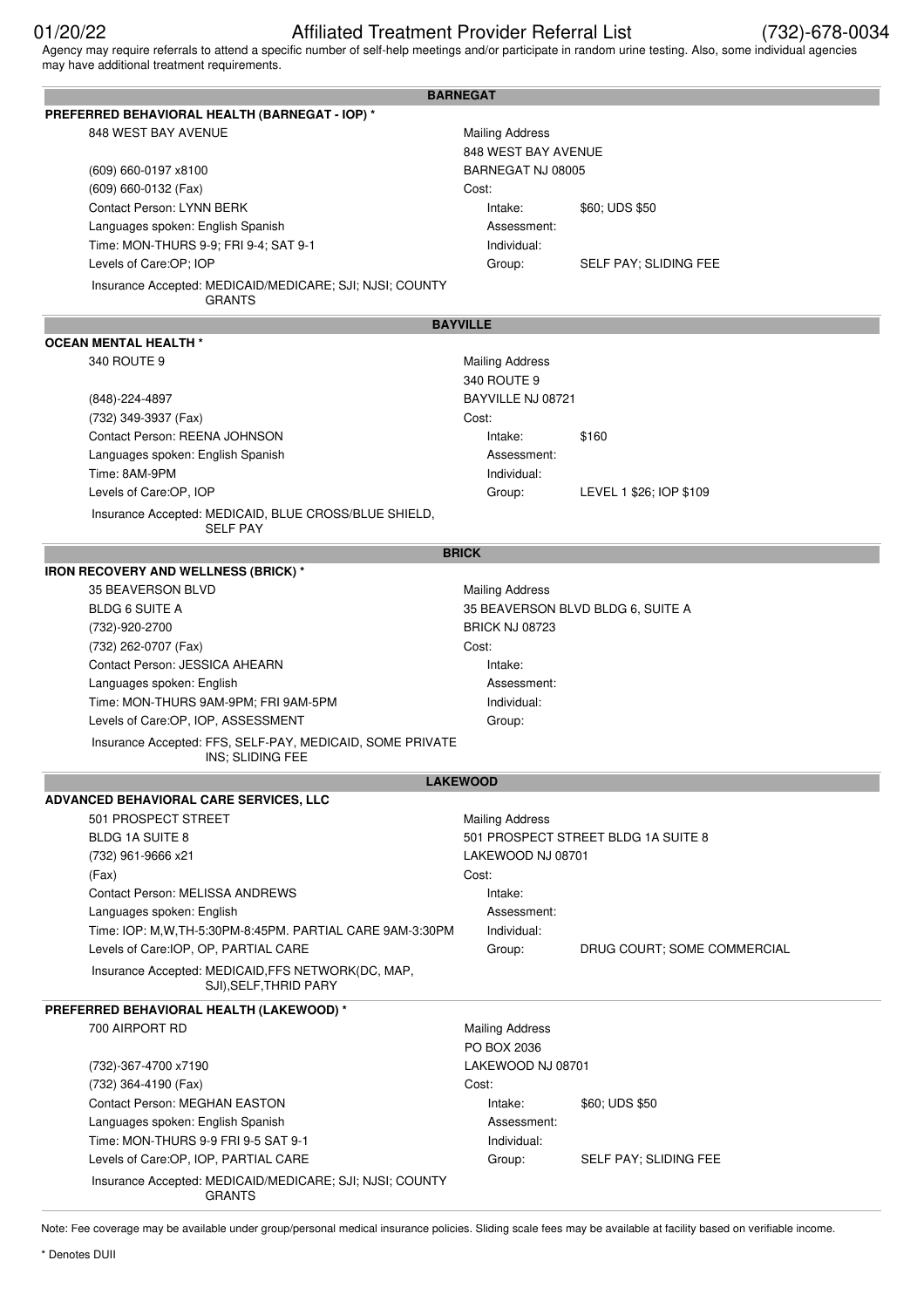01/20/22 **Affiliated Treatment Provider Referral List** (732)-678-0034

Agency may require referrals to attend a specific number of self-help meetings and/or participate in random urine testing. Also, some individual agencies may have additional treatment requirements.

## BARNEGAT

### PREFERRED BEHAVIORAL HEALTH (BARNEGAT - IOP) *

848 WEST BAY AVENUE

(609) 660-0197 x8100

(609) 660-0132 (Fax)

Contact Person: LYNN BERK

Languages spoken: English Spanish

Time: MON-THURS 9-9; FRI 9-4; SAT 9-1

Levels of Care:OP; IOP

Insurance Accepted: MEDICAID/MEDICARE; SJI; NJSI; COUNTY GRANTS

Mailing Address
848 WEST BAY AVENUE
BARNEGAT NJ 08005

Cost:
- Intake: $60; UDS $50
- Assessment:
- Individual:
- Group: SELF PAY; SLIDING FEE

## BAYVILLE

### OCEAN MENTAL HEALTH *

340 ROUTE 9

(848)-224-4897

(732) 349-3937 (Fax)

Contact Person: REENA JOHNSON

Languages spoken: English Spanish

Time: 8AM-9PM

Levels of Care:OP, IOP

Insurance Accepted: MEDICAID, BLUE CROSS/BLUE SHIELD, SELF PAY

Mailing Address
340 ROUTE 9
BAYVILLE NJ 08721

Cost:
- Intake: $160
- Assessment:
- Individual:
- Group: LEVEL 1 $26; IOP $109

## BRICK

### IRON RECOVERY AND WELLNESS (BRICK) *

35 BEAVERSON BLVD
BLDG 6 SUITE A

(732)-920-2700

(732) 262-0707 (Fax)

Contact Person: JESSICA AHEARN

Languages spoken: English

Time: MON-THURS 9AM-9PM; FRI 9AM-5PM

Levels of Care:OP, IOP, ASSESSMENT

Insurance Accepted: FFS, SELF-PAY, MEDICAID, SOME PRIVATE INS; SLIDING FEE

Mailing Address
35 BEAVERSON BLVD BLDG 6, SUITE A
BRICK NJ 08723

Cost:
- Intake:
- Assessment:
- Individual:
- Group:

## LAKEWOOD

### ADVANCED BEHAVIORAL CARE SERVICES, LLC

501 PROSPECT STREET
BLDG 1A SUITE 8

(732) 961-9666 x21

(Fax)

Contact Person: MELISSA ANDREWS

Languages spoken: English

Time: IOP: M,W,TH-5:30PM-8:45PM. PARTIAL CARE 9AM-3:30PM

Levels of Care:IOP, OP, PARTIAL CARE

Insurance Accepted: MEDICAID,FFS NETWORK(DC, MAP, SJI),SELF,THRID PARY

Mailing Address
501 PROSPECT STREET BLDG 1A SUITE 8
LAKEWOOD NJ 08701

Cost:
- Intake:
- Assessment:
- Individual:
- Group: DRUG COURT; SOME COMMERCIAL

### PREFERRED BEHAVIORAL HEALTH (LAKEWOOD) *

700 AIRPORT RD

(732)-367-4700 x7190

(732) 364-4190 (Fax)

Contact Person: MEGHAN EASTON

Languages spoken: English Spanish

Time: MON-THURS 9-9 FRI 9-5 SAT 9-1

Levels of Care:OP, IOP, PARTIAL CARE

Insurance Accepted: MEDICAID/MEDICARE; SJI; NJSI; COUNTY GRANTS

Mailing Address
PO BOX 2036
LAKEWOOD NJ 08701

Cost:
- Intake: $60; UDS $50
- Assessment:
- Individual:
- Group: SELF PAY; SLIDING FEE

Note: Fee coverage may be available under group/personal medical insurance policies. Sliding scale fees may be available at facility based on verifiable income.

\* Denotes DUII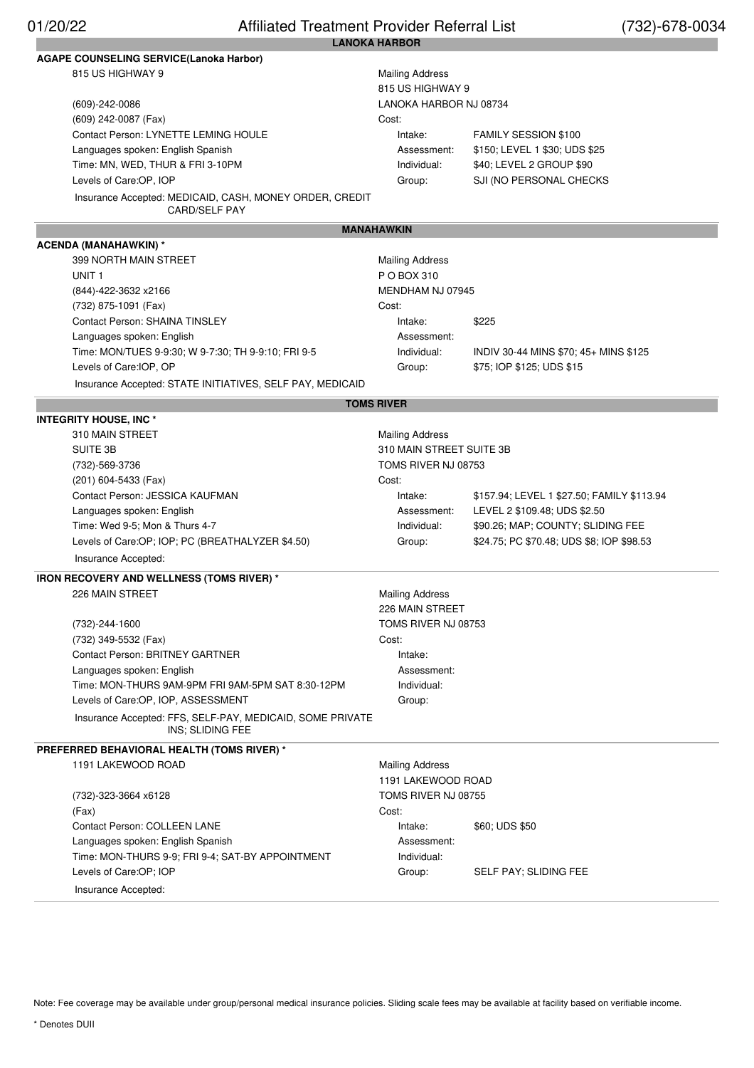## LANOKA HARBOR

### AGAPE COUNSELING SERVICE(Lanoka Harbor)

815 US HIGHWAY 9

(609)-242-0086
(609) 242-0087 (Fax)
Contact Person: LYNETTE LEMING HOULE
Languages spoken: English Spanish
Time: MN, WED, THUR & FRI 3-10PM
Levels of Care:OP, IOP
Insurance Accepted: MEDICAID, CASH, MONEY ORDER, CREDIT CARD/SELF PAY

Mailing Address
815 US HIGHWAY 9
LANOKA HARBOR NJ 08734

Cost:

| | |
|---|---|
| Intake: | FAMILY SESSION $100 |
| Assessment: | $150; LEVEL 1 $30; UDS $25 |
| Individual: | $40; LEVEL 2 GROUP $90 |
| Group: | SJI (NO PERSONAL CHECKS |

## MANAHAWKIN

### ACENDA (MANAHAWKIN) *

399 NORTH MAIN STREET
UNIT 1
(844)-422-3632 x2166
(732) 875-1091 (Fax)
Contact Person: SHAINA TINSLEY
Languages spoken: English
Time: MON/TUES 9-9:30; W 9-7:30; TH 9-9:10; FRI 9-5
Levels of Care:IOP, OP
Insurance Accepted: STATE INITIATIVES, SELF PAY, MEDICAID

Mailing Address
P O BOX 310
MENDHAM NJ 07945

Cost:

| | |
|---|---|
| Intake: | $225 |
| Assessment: | |
| Individual: | INDIV 30-44 MINS $70; 45+ MINS $125 |
| Group: | $75; IOP $125; UDS $15 |

## TOMS RIVER

### INTEGRITY HOUSE, INC *

310 MAIN STREET
SUITE 3B
(732)-569-3736
(201) 604-5433 (Fax)
Contact Person: JESSICA KAUFMAN
Languages spoken: English
Time: Wed 9-5; Mon & Thurs 4-7
Levels of Care:OP; IOP; PC (BREATHALYZER $4.50)
Insurance Accepted:

Mailing Address
310 MAIN STREET SUITE 3B
TOMS RIVER NJ 08753

Cost:

| | |
|---|---|
| Intake: | $157.94; LEVEL 1 $27.50; FAMILY $113.94 |
| Assessment: | LEVEL 2 $109.48; UDS $2.50 |
| Individual: | $90.26; MAP; COUNTY; SLIDING FEE |
| Group: | $24.75; PC $70.48; UDS $8; IOP $98.53 |

### IRON RECOVERY AND WELLNESS (TOMS RIVER) *

226 MAIN STREET

(732)-244-1600
(732) 349-5532 (Fax)
Contact Person: BRITNEY GARTNER
Languages spoken: English
Time: MON-THURS 9AM-9PM FRI 9AM-5PM SAT 8:30-12PM
Levels of Care:OP, IOP, ASSESSMENT
Insurance Accepted: FFS, SELF-PAY, MEDICAID, SOME PRIVATE INS; SLIDING FEE

Mailing Address
226 MAIN STREET
TOMS RIVER NJ 08753

Cost:

| | |
|---|---|
| Intake: | |
| Assessment: | |
| Individual: | |
| Group: | |

### PREFERRED BEHAVIORAL HEALTH (TOMS RIVER) *

1191 LAKEWOOD ROAD

(732)-323-3664 x6128
(Fax)
Contact Person: COLLEEN LANE
Languages spoken: English Spanish
Time: MON-THURS 9-9; FRI 9-4; SAT-BY APPOINTMENT
Levels of Care:OP; IOP
Insurance Accepted:

Mailing Address
1191 LAKEWOOD ROAD
TOMS RIVER NJ 08755

Cost:

| | |
|---|---|
| Intake: | $60; UDS $50 |
| Assessment: | |
| Individual: | |
| Group: | SELF PAY; SLIDING FEE |

Note: Fee coverage may be available under group/personal medical insurance policies. Sliding scale fees may be available at facility based on verifiable income.

* Denotes DUII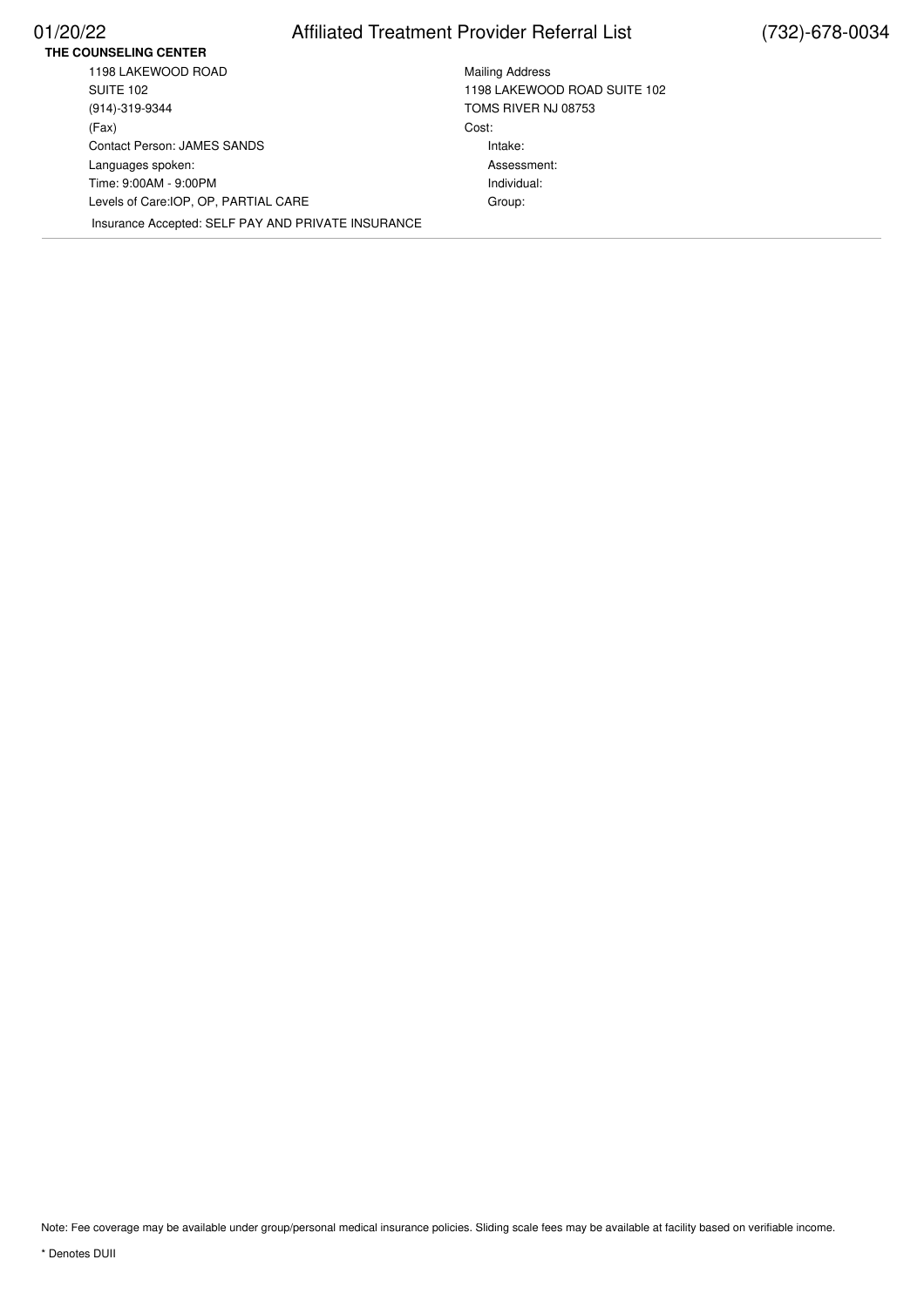**THE COUNSELING CENTER**

1198 LAKEWOOD ROAD
SUITE 102
(914)-319-9344
(Fax)
Contact Person: JAMES SANDS
Languages spoken:
Time: 9:00AM - 9:00PM
Levels of Care:IOP, OP, PARTIAL CARE
Insurance Accepted: SELF PAY AND PRIVATE INSURANCE

Mailing Address
1198 LAKEWOOD ROAD SUITE 102
TOMS RIVER NJ 08753
Cost:
Intake:
Assessment:
Individual:
Group:

---

Note: Fee coverage may be available under group/personal medical insurance policies. Sliding scale fees may be available at facility based on verifiable income.

* Denotes DUII